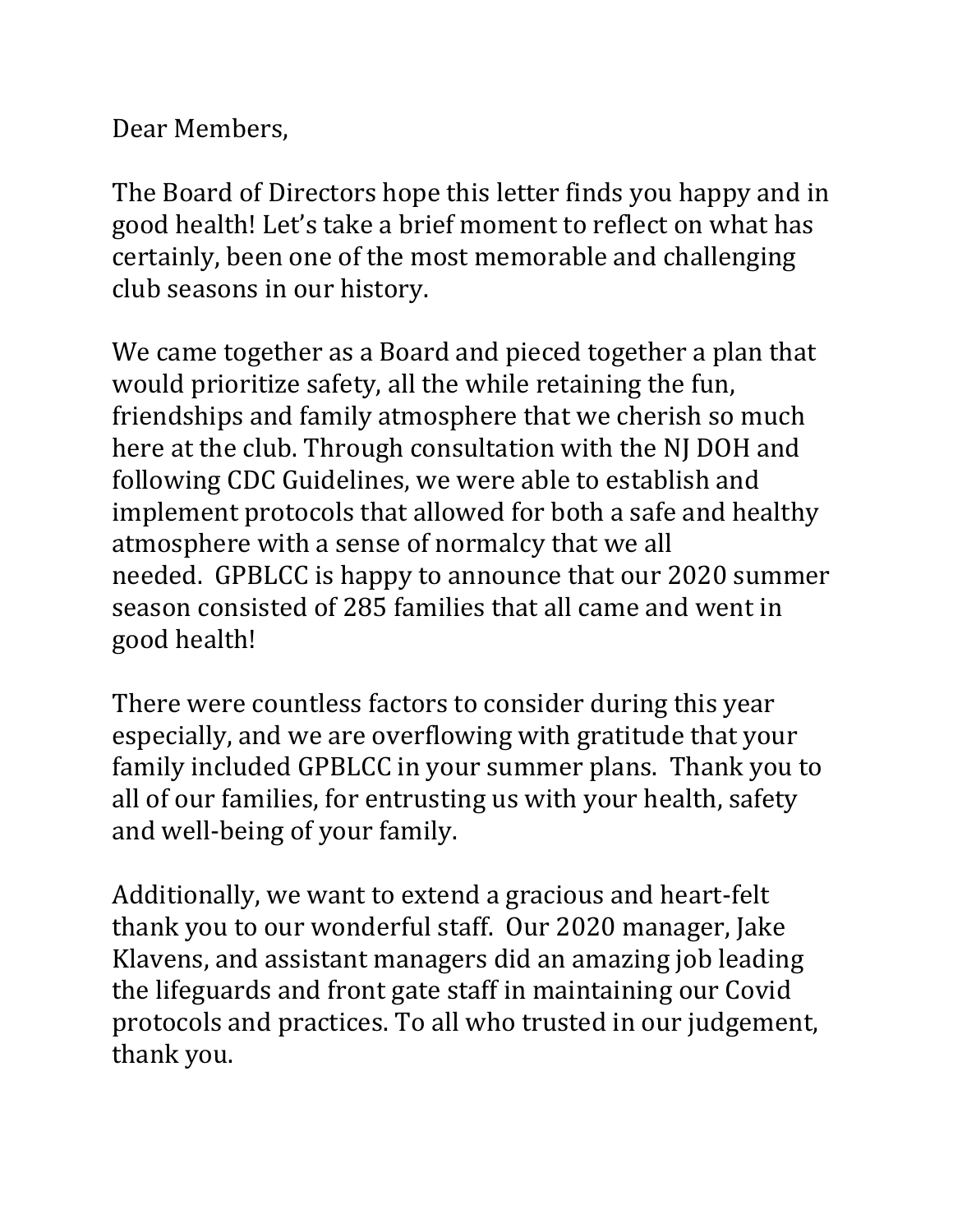Dear Members,

The Board of Directors hope this letter finds you happy and in good health! Let's take a brief moment to reflect on what has certainly, been one of the most memorable and challenging club seasons in our history.

We came together as a Board and pieced together a plan that would prioritize safety, all the while retaining the fun, friendships and family atmosphere that we cherish so much here at the club. Through consultation with the NJ DOH and following CDC Guidelines, we were able to establish and implement protocols that allowed for both a safe and healthy atmosphere with a sense of normalcy that we all needed. GPBLCC is happy to announce that our 2020 summer season consisted of 285 families that all came and went in good health!

There were countless factors to consider during this year especially, and we are overflowing with gratitude that your family included GPBLCC in your summer plans. Thank you to all of our families, for entrusting us with your health, safety and well-being of your family.

Additionally, we want to extend a gracious and heart-felt thank you to our wonderful staff. Our 2020 manager, Jake Klavens, and assistant managers did an amazing job leading the lifeguards and front gate staff in maintaining our Covid protocols and practices. To all who trusted in our judgement, thank you.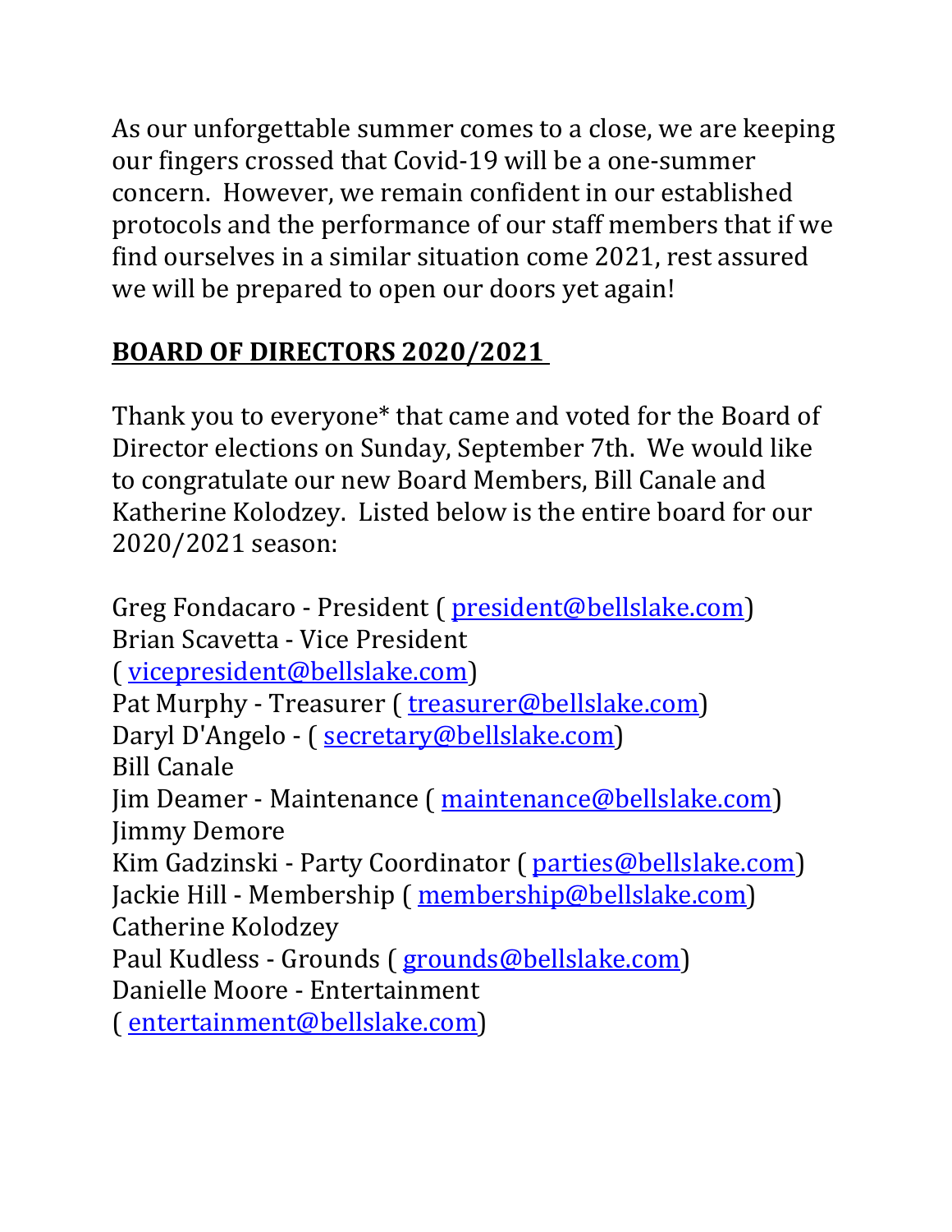As our unforgettable summer comes to a close, we are keeping our fingers crossed that Covid-19 will be a one-summer concern. However, we remain confident in our established protocols and the performance of our staff members that if we find ourselves in a similar situation come 2021, rest assured we will be prepared to open our doors yet again!

## BOARD OF DIRECTORS 2020/2021

Thank you to everyone* that came and voted for the Board of Director elections on Sunday, September 7th. We would like to congratulate our new Board Members, Bill Canale and Katherine Kolodzey. Listed below is the entire board for our 2020/2021 season:

Greg Fondacaro - President ( president@bellslake.com)
Brian Scavetta - Vice President ( vicepresident@bellslake.com)
Pat Murphy - Treasurer ( treasurer@bellslake.com)
Daryl D'Angelo - ( secretary@bellslake.com)
Bill Canale
Jim Deamer - Maintenance ( maintenance@bellslake.com)
Jimmy Demore
Kim Gadzinski - Party Coordinator ( parties@bellslake.com)
Jackie Hill - Membership ( membership@bellslake.com)
Catherine Kolodzey
Paul Kudless - Grounds ( grounds@bellslake.com)
Danielle Moore - Entertainment ( entertainment@bellslake.com)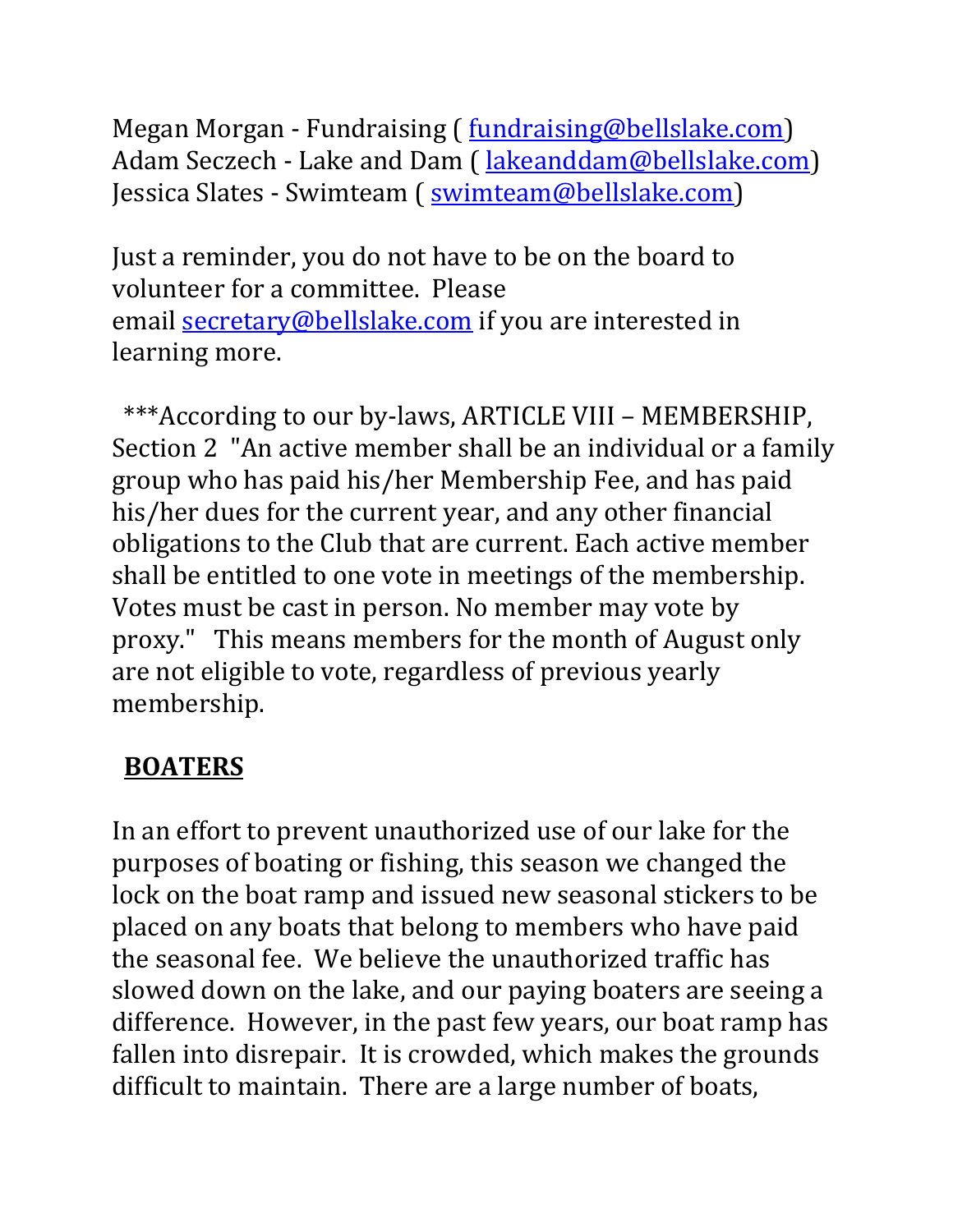Megan Morgan - Fundraising ( fundraising@bellslake.com)
Adam Seczech - Lake and Dam ( lakeanddam@bellslake.com)
Jessica Slates - Swimteam ( swimteam@bellslake.com)

Just a reminder, you do not have to be on the board to volunteer for a committee. Please email secretary@bellslake.com if you are interested in learning more.

***According to our by-laws, ARTICLE VIII – MEMBERSHIP, Section 2 "An active member shall be an individual or a family group who has paid his/her Membership Fee, and has paid his/her dues for the current year, and any other financial obligations to the Club that are current. Each active member shall be entitled to one vote in meetings of the membership. Votes must be cast in person. No member may vote by proxy." This means members for the month of August only are not eligible to vote, regardless of previous yearly membership.

**BOATERS**

In an effort to prevent unauthorized use of our lake for the purposes of boating or fishing, this season we changed the lock on the boat ramp and issued new seasonal stickers to be placed on any boats that belong to members who have paid the seasonal fee. We believe the unauthorized traffic has slowed down on the lake, and our paying boaters are seeing a difference. However, in the past few years, our boat ramp has fallen into disrepair. It is crowded, which makes the grounds difficult to maintain. There are a large number of boats,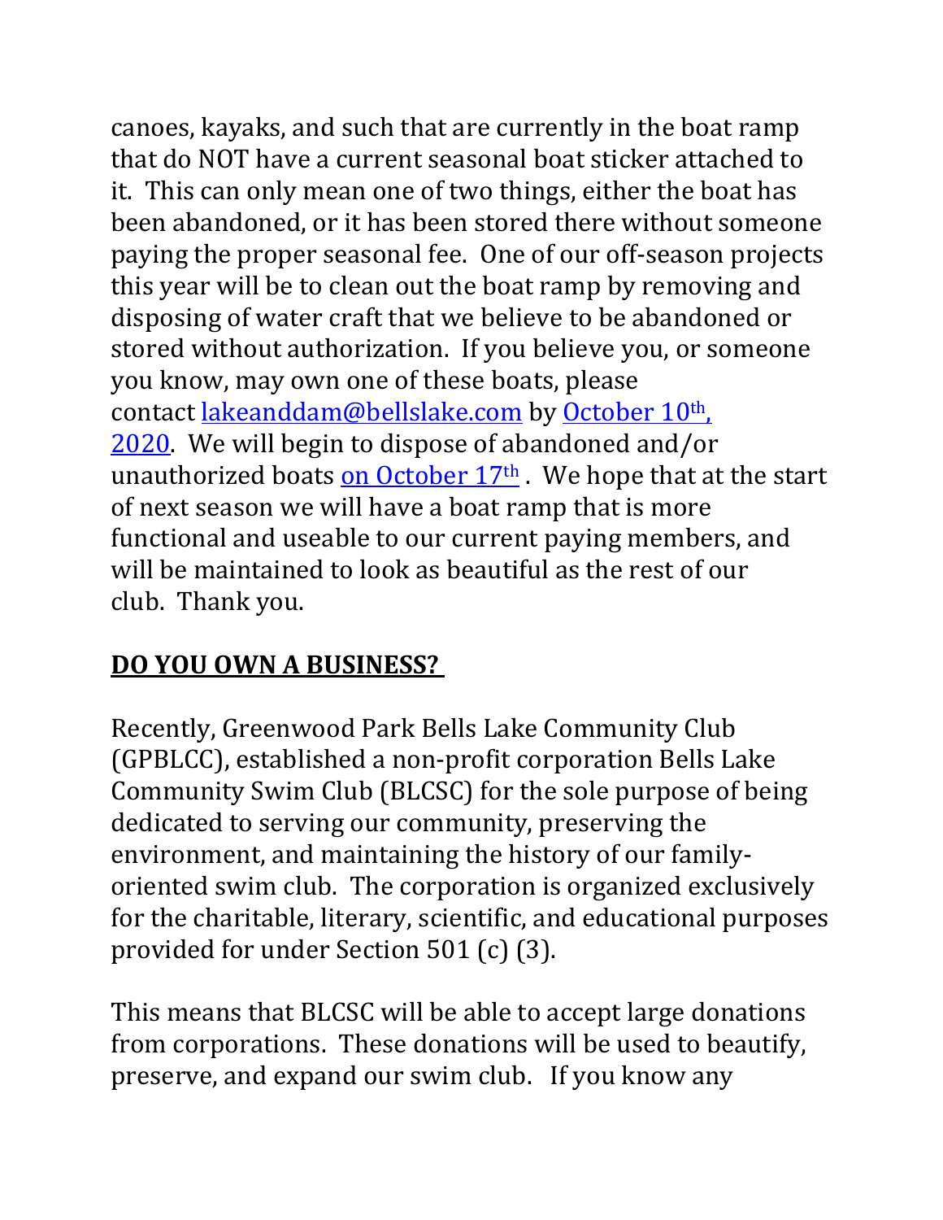canoes, kayaks, and such that are currently in the boat ramp that do NOT have a current seasonal boat sticker attached to it. This can only mean one of two things, either the boat has been abandoned, or it has been stored there without someone paying the proper seasonal fee. One of our off-season projects this year will be to clean out the boat ramp by removing and disposing of water craft that we believe to be abandoned or stored without authorization. If you believe you, or someone you know, may own one of these boats, please contact lakeanddam@bellslake.com by October 10th, 2020. We will begin to dispose of abandoned and/or unauthorized boats on October 17th. We hope that at the start of next season we will have a boat ramp that is more functional and useable to our current paying members, and will be maintained to look as beautiful as the rest of our club. Thank you.

## **DO YOU OWN A BUSINESS?**

Recently, Greenwood Park Bells Lake Community Club (GPBLCC), established a non-profit corporation Bells Lake Community Swim Club (BLCSC) for the sole purpose of being dedicated to serving our community, preserving the environment, and maintaining the history of our family-oriented swim club. The corporation is organized exclusively for the charitable, literary, scientific, and educational purposes provided for under Section 501 (c) (3).

This means that BLCSC will be able to accept large donations from corporations. These donations will be used to beautify, preserve, and expand our swim club. If you know any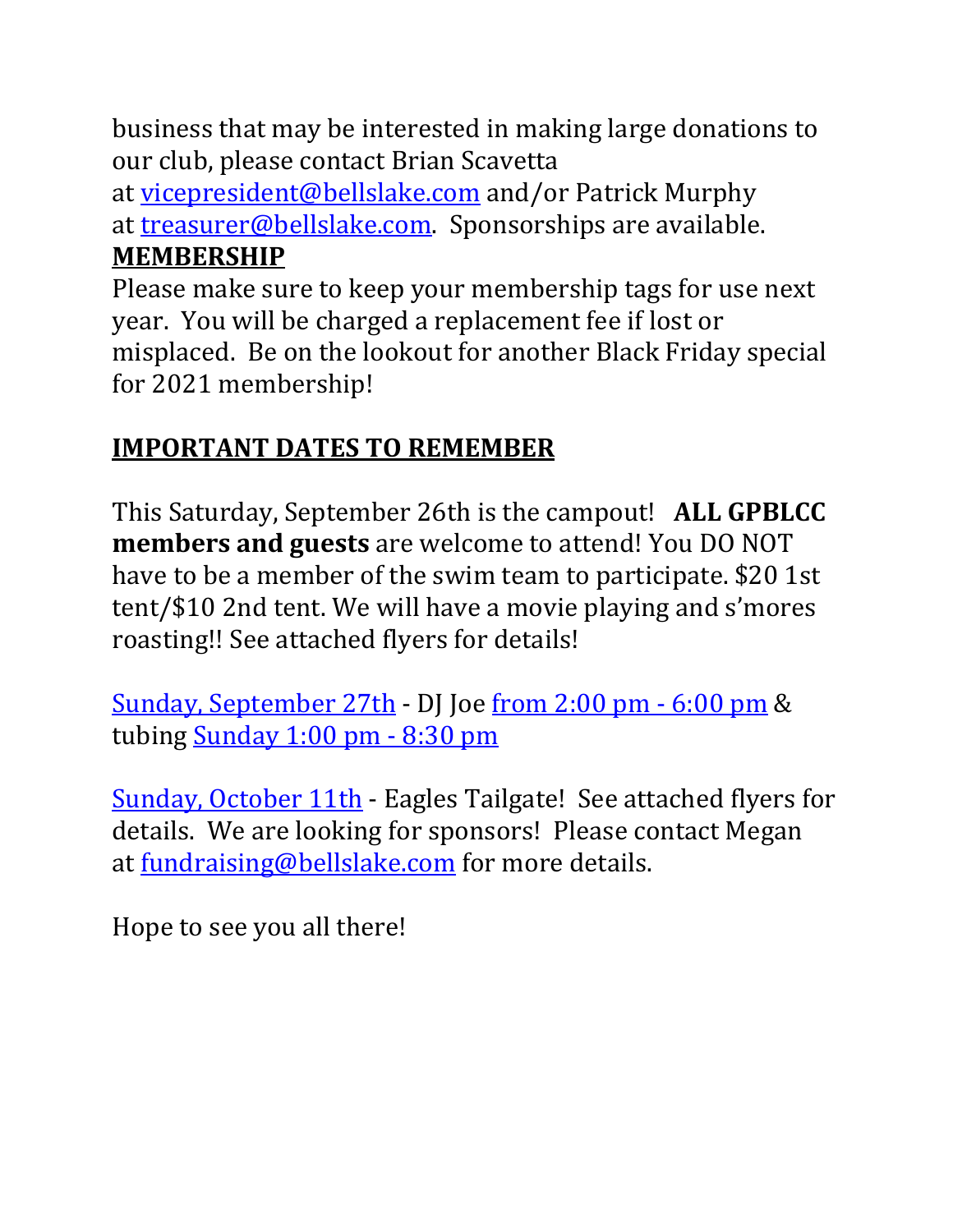business that may be interested in making large donations to our club, please contact Brian Scavetta at vicepresident@bellslake.com and/or Patrick Murphy at treasurer@bellslake.com. Sponsorships are available.

## MEMBERSHIP

Please make sure to keep your membership tags for use next year. You will be charged a replacement fee if lost or misplaced. Be on the lookout for another Black Friday special for 2021 membership!

## IMPORTANT DATES TO REMEMBER

This Saturday, September 26th is the campout! **ALL GPBLCC members and guests** are welcome to attend! You DO NOT have to be a member of the swim team to participate. $20 1st tent/$10 2nd tent. We will have a movie playing and s'mores roasting!! See attached flyers for details!

Sunday, September 27th - DJ Joe from 2:00 pm - 6:00 pm & tubing Sunday 1:00 pm - 8:30 pm

Sunday, October 11th - Eagles Tailgate! See attached flyers for details. We are looking for sponsors! Please contact Megan at fundraising@bellslake.com for more details.

Hope to see you all there!